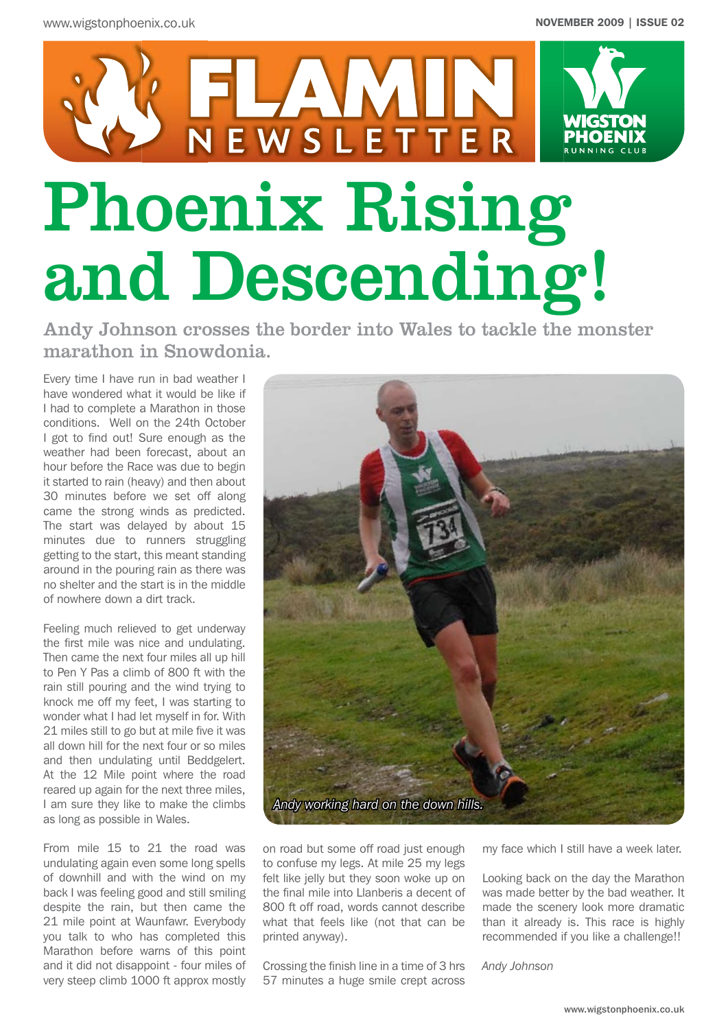# FLAMIN NEWSLETTER

WIGSTON PHOENIX RUNNING CLUB

# Phoenix Rising and Descending!

## Andy Johnson crosses the border into Wales to tackle the monster marathon in Snowdonia.

Every time I have run in bad weather I have wondered what it would be like if I had to complete a Marathon in those conditions. Well on the 24th October I got to find out! Sure enough as the weather had been forecast, about an hour before the Race was due to begin it started to rain (heavy) and then about 30 minutes before we set off along came the strong winds as predicted. The start was delayed by about 15 minutes due to runners struggling getting to the start, this meant standing around in the pouring rain as there was no shelter and the start is in the middle of nowhere down a dirt track.

Feeling much relieved to get underway the first mile was nice and undulating. Then came the next four miles all up hill to Pen Y Pas a climb of 800 ft with the rain still pouring and the wind trying to knock me off my feet, I was starting to wonder what I had let myself in for. With 21 miles still to go but at mile five it was all down hill for the next four or so miles and then undulating until Beddgelert. At the 12 Mile point where the road reared up again for the next three miles, I am sure they like to make the climbs as long as possible in Wales.

*Andy working hard on the down hills.*

From mile 15 to 21 the road was undulating again even some long spells of downhill and with the wind on my back I was feeling good and still smiling despite the rain, but then came the 21 mile point at Waunfawr. Everybody you talk to who has completed this Marathon before warns of this point and it did not disappoint - four miles of very steep climb 1000 ft approx mostly on road but some off road just enough to confuse my legs. At mile 25 my legs felt like jelly but they soon woke up on the final mile into Llanberis a decent of 800 ft off road, words cannot describe what that feels like (not that can be printed anyway).

Crossing the finish line in a time of 3 hrs 57 minutes a huge smile crept across my face which I still have a week later.

Looking back on the day the Marathon was made better by the bad weather. It made the scenery look more dramatic than it already is. This race is highly recommended if you like a challenge!!

*Andy Johnson*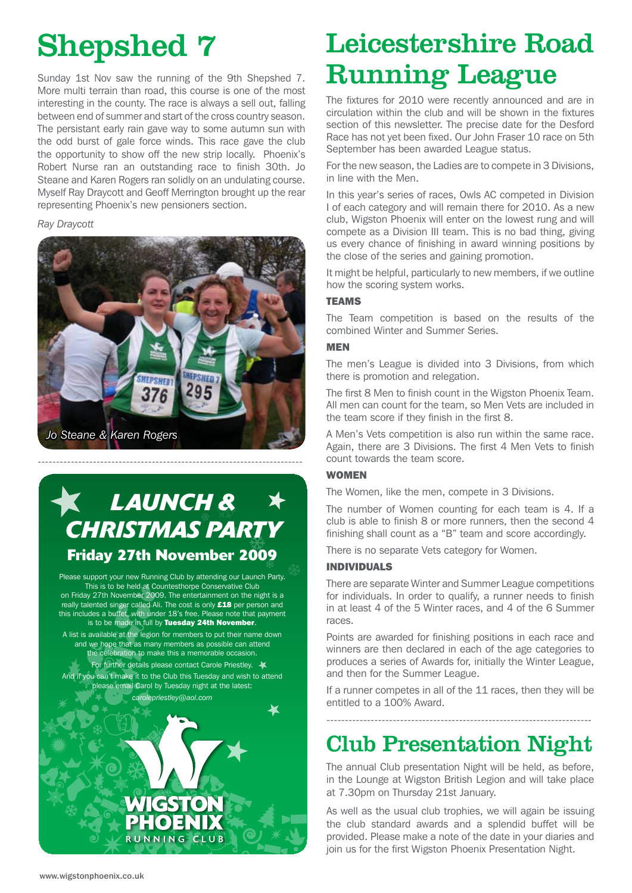# Shepshed 7

Sunday 1st Nov saw the running of the 9th Shepshed 7. More multi terrain than road, this course is one of the most interesting in the county. The race is always a sell out, falling between end of summer and start of the cross country season. The persistant early rain gave way to some autumn sun with the odd burst of gale force winds. This race gave the club the opportunity to show off the new strip locally. Phoenix's Robert Nurse ran an outstanding race to finish 30th. Jo Steane and Karen Rogers ran solidly on an undulating course. Myself Ray Draycott and Geoff Merrington brought up the rear representing Phoenix's new pensioners section.

*Ray Draycott*

*Jo Steane & Karen Rogers*

## LAUNCH & CHRISTMAS PARTY

### Friday 27th November 2009

Please support your new Running Club by attending our Launch Party. This is to be held at Countesthorpe Conservative Club on Friday 27th November 2009. The entertainment on the night is a really talented singer called Ali. The cost is only **£18** per person and this includes a buffet, with under 18's free. Please note that payment is to be made in full by **Tuesday 24th November**.

A list is available at the legion for members to put their name down and we hope that as many members as possible can attend the celebration to make this a memorable occasion.

For further details please contact Carole Priestley.

And if you can't make it to the Club this Tuesday and wish to attend please email Carol by Tuesday night at the latest:

*carolepriestley@aol.com*

WIGSTON PHOENIX RUNNING CLUB

# Leicestershire Road Running League

The fixtures for 2010 were recently announced and are in circulation within the club and will be shown in the fixtures section of this newsletter. The precise date for the Desford Race has not yet been fixed. Our John Fraser 10 race on 5th September has been awarded League status.

For the new season, the Ladies are to compete in 3 Divisions, in line with the Men.

In this year's series of races, Owls AC competed in Division I of each category and will remain there for 2010. As a new club, Wigston Phoenix will enter on the lowest rung and will compete as a Division III team. This is no bad thing, giving us every chance of finishing in award winning positions by the close of the series and gaining promotion.

It might be helpful, particularly to new members, if we outline how the scoring system works.

### TEAMS

The Team competition is based on the results of the combined Winter and Summer Series.

### MEN

The men's League is divided into 3 Divisions, from which there is promotion and relegation.

The first 8 Men to finish count in the Wigston Phoenix Team. All men can count for the team, so Men Vets are included in the team score if they finish in the first 8.

A Men's Vets competition is also run within the same race. Again, there are 3 Divisions. The first 4 Men Vets to finish count towards the team score.

### WOMEN

The Women, like the men, compete in 3 Divisions.

The number of Women counting for each team is 4. If a club is able to finish 8 or more runners, then the second 4 finishing shall count as a "B" team and score accordingly.

There is no separate Vets category for Women.

### INDIVIDUALS

There are separate Winter and Summer League competitions for individuals. In order to qualify, a runner needs to finish in at least 4 of the 5 Winter races, and 4 of the 6 Summer races.

Points are awarded for finishing positions in each race and winners are then declared in each of the age categories to produces a series of Awards for, initially the Winter League, and then for the Summer League.

If a runner competes in all of the 11 races, then they will be entitled to a 100% Award.

# Club Presentation Night

The annual Club presentation Night will be held, as before, in the Lounge at Wigston British Legion and will take place at 7.30pm on Thursday 21st January.

As well as the usual club trophies, we will again be issuing the club standard awards and a splendid buffet will be provided. Please make a note of the date in your diaries and join us for the first Wigston Phoenix Presentation Night.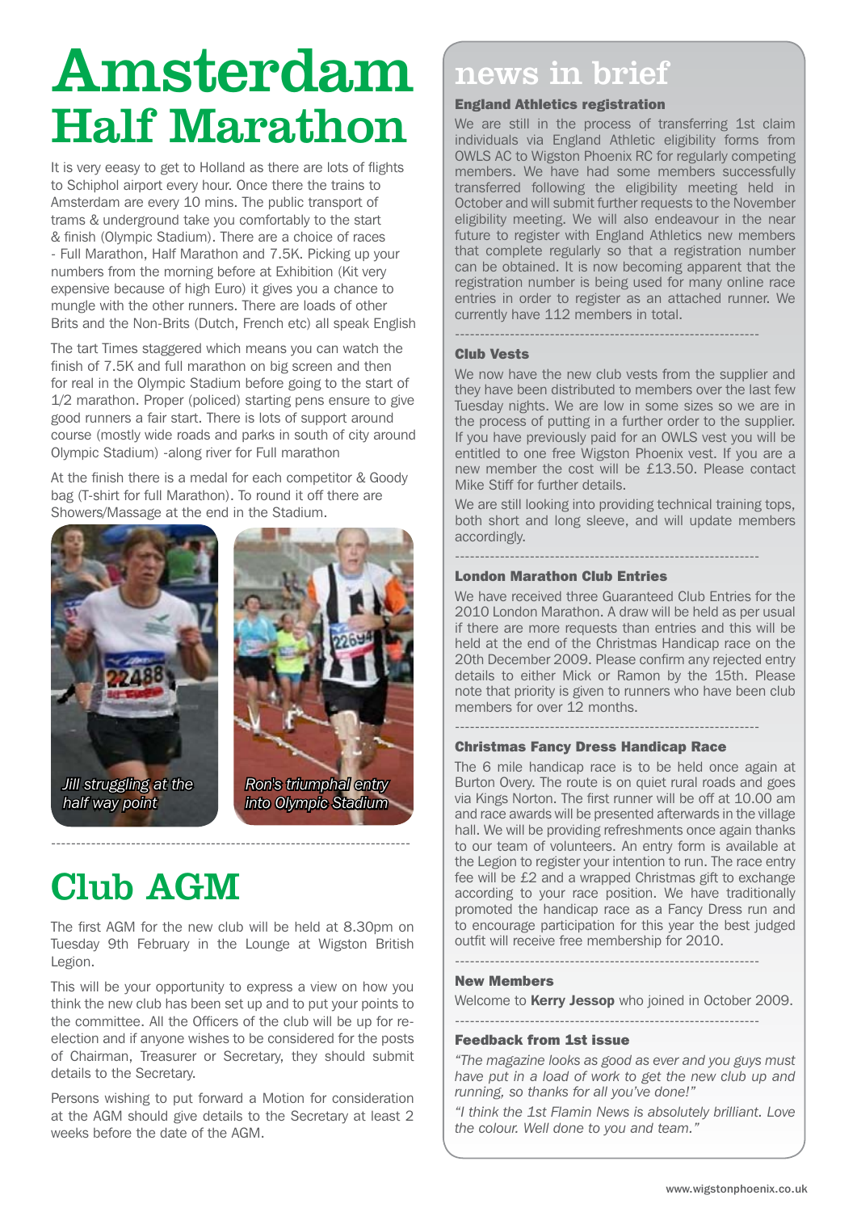# Amsterdam Half Marathon

It is very eeasy to get to Holland as there are lots of flights to Schiphol airport every hour. Once there the trains to Amsterdam are every 10 mins. The public transport of trams & underground take you comfortably to the start & finish (Olympic Stadium). There are a choice of races - Full Marathon, Half Marathon and 7.5K. Picking up your numbers from the morning before at Exhibition (Kit very expensive because of high Euro) it gives you a chance to mungle with the other runners. There are loads of other Brits and the Non-Brits (Dutch, French etc) all speak English

The tart Times staggered which means you can watch the finish of 7.5K and full marathon on big screen and then for real in the Olympic Stadium before going to the start of 1/2 marathon. Proper (policed) starting pens ensure to give good runners a fair start. There is lots of support around course (mostly wide roads and parks in south of city around Olympic Stadium) -along river for Full marathon

At the finish there is a medal for each competitor & Goody bag (T-shirt for full Marathon). To round it off there are Showers/Massage at the end in the Stadium.

*Jill struggling at the half way point*

*Ron's triumphal entry into Olympic Stadium*

# Club AGM

The first AGM for the new club will be held at 8.30pm on Tuesday 9th February in the Lounge at Wigston British Legion.

This will be your opportunity to express a view on how you think the new club has been set up and to put your points to the committee. All the Officers of the club will be up for re-election and if anyone wishes to be considered for the posts of Chairman, Treasurer or Secretary, they should submit details to the Secretary.

Persons wishing to put forward a Motion for consideration at the AGM should give details to the Secretary at least 2 weeks before the date of the AGM.

# news in brief

### England Athletics registration

We are still in the process of transferring 1st claim individuals via England Athletic eligibility forms from OWLS AC to Wigston Phoenix RC for regularly competing members. We have had some members successfully transferred following the eligibility meeting held in October and will submit further requests to the November eligibility meeting. We will also endeavour in the near future to register with England Athletics new members that complete regularly so that a registration number can be obtained. It is now becoming apparent that the registration number is being used for many online race entries in order to register as an attached runner. We currently have 112 members in total.

### Club Vests

We now have the new club vests from the supplier and they have been distributed to members over the last few Tuesday nights. We are low in some sizes so we are in the process of putting in a further order to the supplier. If you have previously paid for an OWLS vest you will be entitled to one free Wigston Phoenix vest. If you are a new member the cost will be £13.50. Please contact Mike Stiff for further details.

We are still looking into providing technical training tops, both short and long sleeve, and will update members accordingly.

### London Marathon Club Entries

We have received three Guaranteed Club Entries for the 2010 London Marathon. A draw will be held as per usual if there are more requests than entries and this will be held at the end of the Christmas Handicap race on the 20th December 2009. Please confirm any rejected entry details to either Mick or Ramon by the 15th. Please note that priority is given to runners who have been club members for over 12 months.

### Christmas Fancy Dress Handicap Race

The 6 mile handicap race is to be held once again at Burton Overy. The route is on quiet rural roads and goes via Kings Norton. The first runner will be off at 10.00 am and race awards will be presented afterwards in the village hall. We will be providing refreshments once again thanks to our team of volunteers. An entry form is available at the Legion to register your intention to run. The race entry fee will be £2 and a wrapped Christmas gift to exchange according to your race position. We have traditionally promoted the handicap race as a Fancy Dress run and to encourage participation for this year the best judged outfit will receive free membership for 2010.

### New Members

Welcome to **Kerry Jessop** who joined in October 2009.

### Feedback from 1st issue

*"The magazine looks as good as ever and you guys must have put in a load of work to get the new club up and running, so thanks for all you've done!"*

*"I think the 1st Flamin News is absolutely brilliant. Love the colour. Well done to you and team."*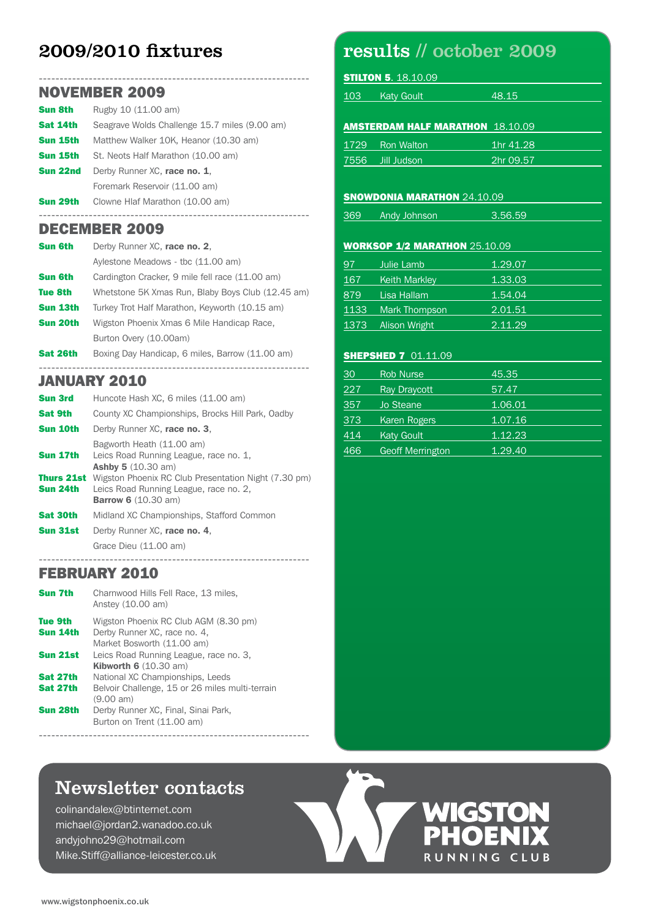# 2009/2010 fixtures

## NOVEMBER 2009

**Sun 8th** Rugby 10 (11.00 am)

**Sat 14th** Seagrave Wolds Challenge 15.7 miles (9.00 am)

**Sun 15th** Matthew Walker 10K, Heanor (10.30 am)

**Sun 15th** St. Neots Half Marathon (10.00 am)

**Sun 22nd** Derby Runner XC, **race no. 1**, Foremark Reservoir (11.00 am)

**Sun 29th** Clowne Hlaf Marathon (10.00 am)

## DECEMBER 2009

**Sun 6th** Derby Runner XC, **race no. 2**, Aylestone Meadows - tbc (11.00 am)

**Sun 6th** Cardington Cracker, 9 mile fell race (11.00 am)

**Tue 8th** Whetstone 5K Xmas Run, Blaby Boys Club (12.45 am)

**Sun 13th** Turkey Trot Half Marathon, Keyworth (10.15 am)

**Sun 20th** Wigston Phoenix Xmas 6 Mile Handicap Race, Burton Overy (10.00am)

**Sat 26th** Boxing Day Handicap, 6 miles, Barrow (11.00 am)

## JANUARY 2010

**Sun 3rd** Huncote Hash XC, 6 miles (11.00 am)

**Sat 9th** County XC Championships, Brocks Hill Park, Oadby

**Sun 10th** Derby Runner XC, **race no. 3**, Bagworth Heath (11.00 am)

**Sun 17th** Leics Road Running League, race no. 1, **Ashby 5** (10.30 am)

**Thurs 21st** Wigston Phoenix RC Club Presentation Night (7.30 pm)

**Sun 24th** Leics Road Running League, race no. 2, **Barrow 6** (10.30 am)

**Sat 30th** Midland XC Championships, Stafford Common

**Sun 31st** Derby Runner XC, **race no. 4**, Grace Dieu (11.00 am)

## FEBRUARY 2010

**Sun 7th** Charnwood Hills Fell Race, 13 miles, Anstey (10.00 am)

**Tue 9th** Wigston Phoenix RC Club AGM (8.30 pm)

**Sun 14th** Derby Runner XC, race no. 4, Market Bosworth (11.00 am)

**Sun 21st** Leics Road Running League, race no. 3, **Kibworth 6** (10.30 am)

**Sat 27th** National XC Championships, Leeds

**Sat 27th** Belvoir Challenge, 15 or 26 miles multi-terrain (9.00 am)

**Sun 28th** Derby Runner XC, Final, Sinai Park, Burton on Trent (11.00 am)

# results // october 2009

**STILTON 5**. 18.10.09

| | | |
|---|---|---|
| 103 | Katy Goult | 48.15 |

**AMSTERDAM HALF MARATHON** 18.10.09

| | | |
|---|---|---|
| 1729 | Ron Walton | 1hr 41.28 |
| 7556 | Jill Judson | 2hr 09.57 |

**SNOWDONIA MARATHON** 24.10.09

| | | |
|---|---|---|
| 369 | Andy Johnson | 3.56.59 |

**WORKSOP 1/2 MARATHON** 25.10.09

| | | |
|---|---|---|
| 97 | Julie Lamb | 1.29.07 |
| 167 | Keith Markley | 1.33.03 |
| 879 | Lisa Hallam | 1.54.04 |
| 1133 | Mark Thompson | 2.01.51 |
| 1373 | Alison Wright | 2.11.29 |

**SHEPSHED 7** 01.11.09

| | | |
|---|---|---|
| 30 | Rob Nurse | 45.35 |
| 227 | Ray Draycott | 57.47 |
| 357 | Jo Steane | 1.06.01 |
| 373 | Karen Rogers | 1.07.16 |
| 414 | Katy Goult | 1.12.23 |
| 466 | Geoff Merrington | 1.29.40 |

# Newsletter contacts

colinandalex@btinternet.com
michael@jordan2.wanadoo.co.uk
andyjohno29@hotmail.com
Mike.Stiff@alliance-leicester.co.uk

WIGSTON PHOENIX RUNNING CLUB

www.wigstonphoenix.co.uk